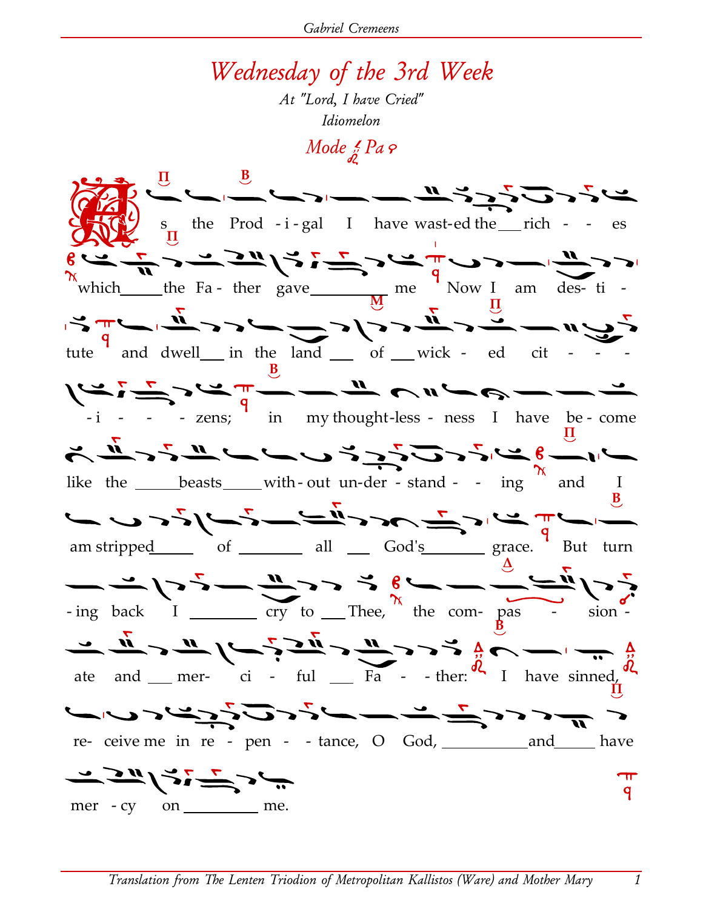# Wednesday of the 3rd Week

*At "Lord, I have Cried"*

*Idiomelon*

*Mode Pa*

As the Prod - i - gal I have wast-ed the ___ rich - - - es which _____ the Fa - ther gave _________ me Now I am des- ti - tute and dwell ___ in the land ___ of ___ wick - ed cit - - - - i - - - zens; in my thought-less - ness I have be - come like the _____ beasts _____ with - out un-der - stand - - ing and I am stripped _____ of ________ all ___ God's _______ grace. But turn - ing back I ________ cry to ___ Thee, the com- pas - sion - ate and ___ mer- ci - ful ___ Fa - - ther: I have sinned, re- ceive me in re - pen - - tance, O God, __________ and _____ have mer - cy on _________ me.

*Translation from The Lenten Triodion of Metropolitan Kallistos (Ware) and Mother Mary*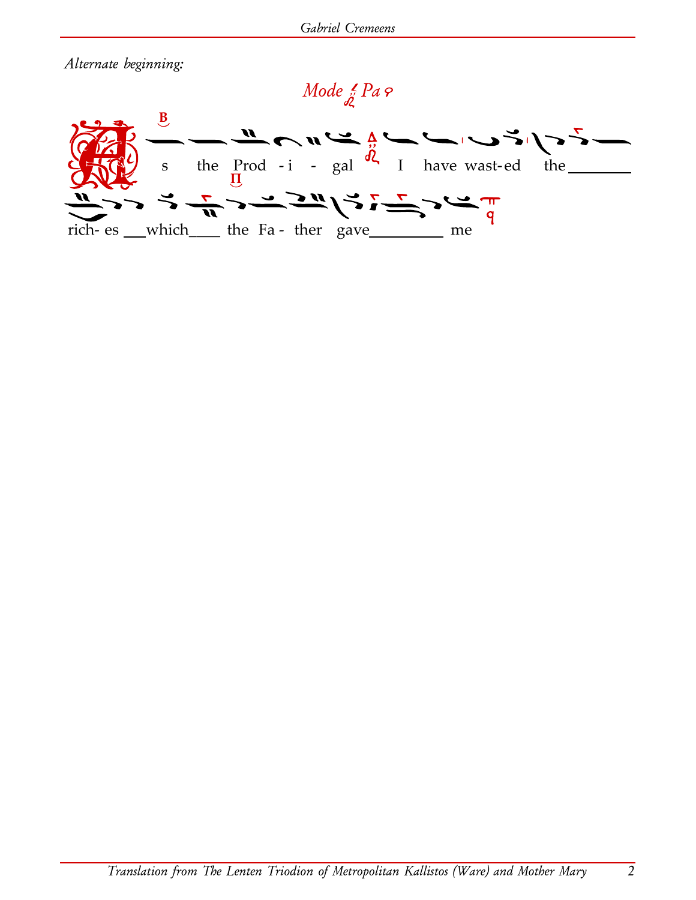*Alternate beginning:*

*Mode Pa*

As the Prod - i - gal I have wast-ed the \_\_\_\_\_\_\_\_

rich- es \_\_\_which\_\_\_\_ the Fa - ther gave\_\_\_\_\_\_\_\_\_ me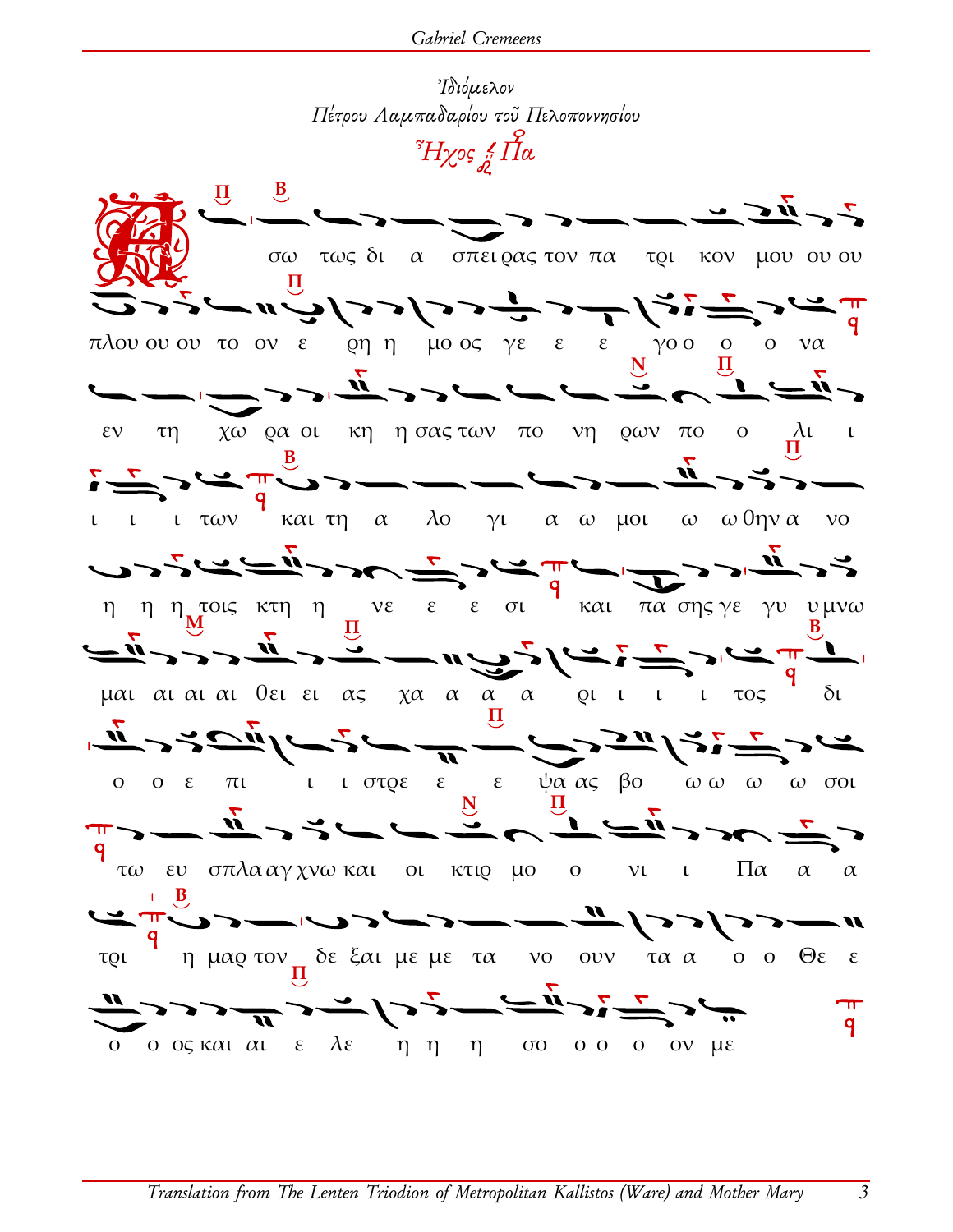*Ἰδιόμελον*

*Πέτρου Λαμπαδαρίου τοῦ Πελοποννησίου*

*Ἦχος Πα*

Α σω τως δι α σπει ρας τον πα τρι κον μου ου ου

πλου ου ου το ον ε ρη η μο ος γε ε ε γο ο ο ο να

εν τη χω ρα οι κη η σας των πο νη ρων πο ο λι ι

ι ι ι των και τη α λο γι α ω μοι ω ω θην α νο

η η η τοις κτη η νε ε ε σι και πα σης γε γυ υ μνω

μαι αι αι αι θει ει ας χα α α α ρι ι ι ι τος δι

ο ο ε πι ι ι στρε ε ε ψα ας βο ω ω ω ω σοι

τω ευ σπλα αγ χνω και οι κτιρ μο ο νι ι Πα α α

τρι η μαρ τον δε ξαι με με τα νο ουν τα α ο ο Θε ε

ο ο ος και αι ε λε η η η σο ο ο ο ον με

*Translation from The Lenten Triodion of Metropolitan Kallistos (Ware) and Mother Mary*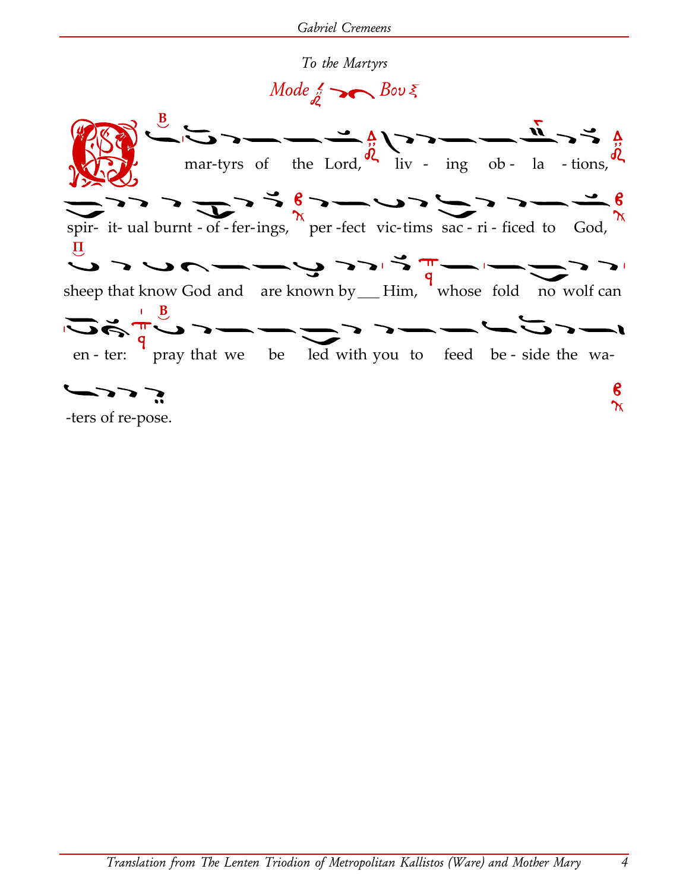*To the Martyrs*

*Mode* … *Bou*

O martyrs of the Lord, living oblations, spiritual burnt-offerings, perfect victims sacrificed to God, sheep that know God and are known by ___ Him, whose fold no wolf can enter: pray that we be led with you to feed beside the waters of repose.

*Translation from The Lenten Triodion of Metropolitan Kallistos (Ware) and Mother Mary*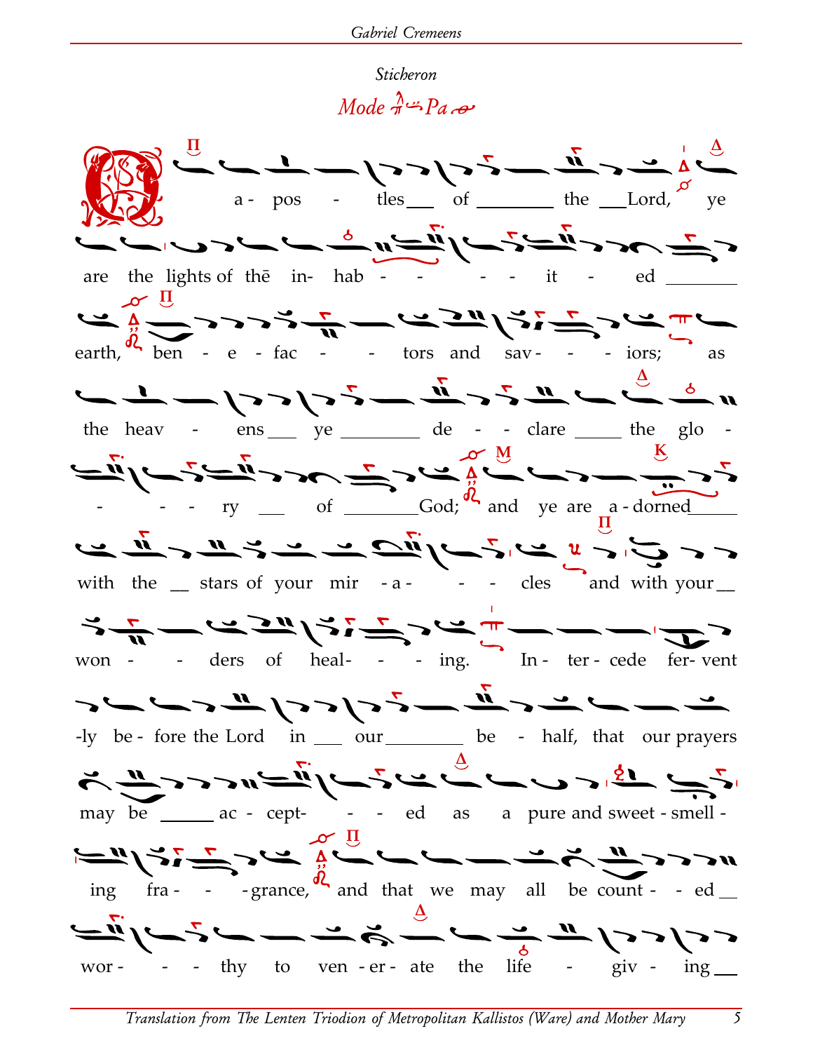*Sticheron*

*Mode Pa*

O a- pos - tles of the Lord, ye

are the lights of thē in- hab - - - - it - ed

earth, ben - e - fac - - tors and sav - - - iors; as

the heav - ens ye de - - clare the glo -

- - - ry of God; and ye are a - dorned

with the stars of your mir - a - - - cles and with your

won - - ders of heal- - - ing. In - ter - cede fer- vent

-ly be - fore the Lord in our be - half, that our prayers

may be ac - cept- - - ed as a pure and sweet - smell -

ing fra - - - grance, and that we may all be count - - ed

wor - - - thy to ven - er - ate the life - giv - ing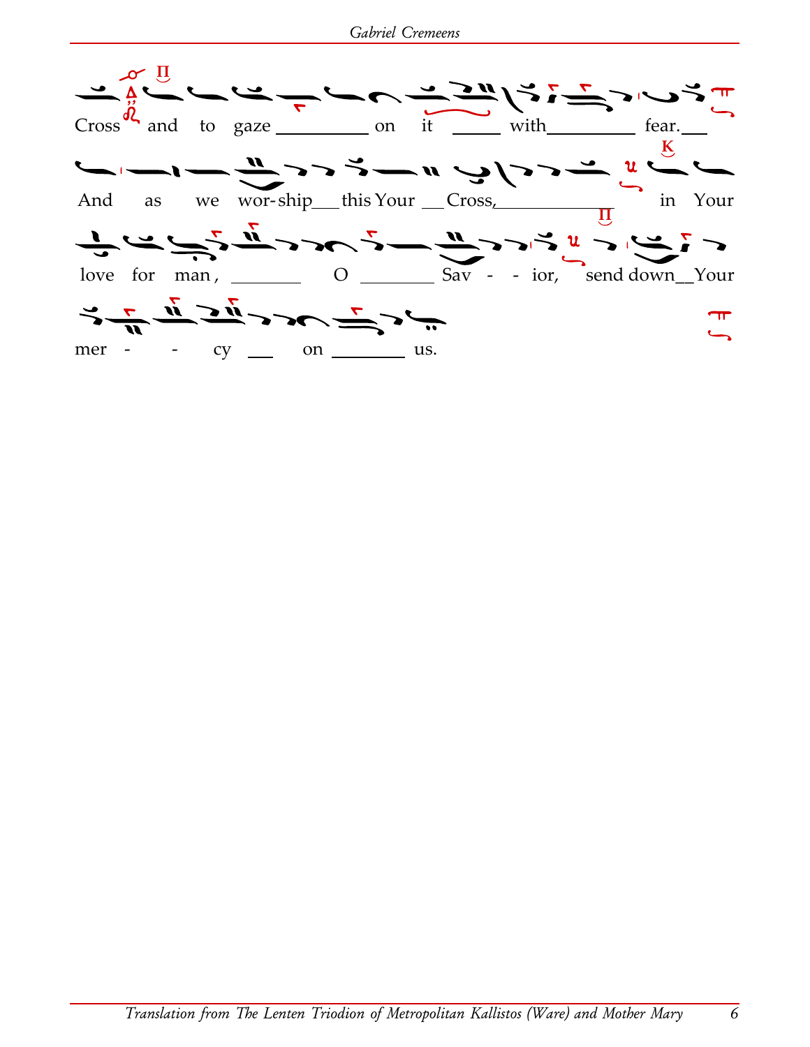Cross and to gaze \_\_\_\_\_\_\_\_\_ on it \_\_\_\_\_ with\_\_\_\_\_\_\_\_\_ fear.\_\_\_

And as we wor-ship\_\_\_this Your \_\_Cross,\_\_\_\_\_\_\_\_\_\_\_\_ in Your

love for man, \_\_\_\_\_\_\_ O \_\_\_\_\_\_\_\_ Sav - - ior, send down\_\_Your

mer - - cy \_\_ on \_\_\_\_\_\_\_\_ us.

*Translation from The Lenten Triodion of Metropolitan Kallistos (Ware) and Mother Mary*